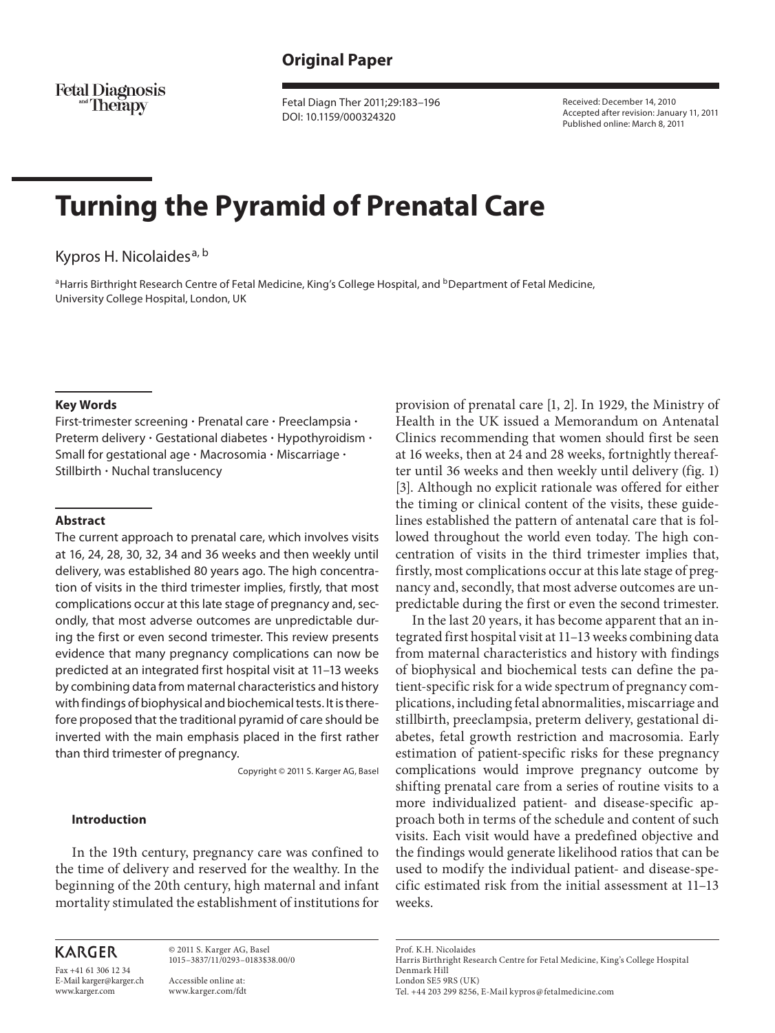**Original Paper**

Fetal Diagnosis and Therapy

Fetal Diagn Ther 2011;29:183–196
DOI: 10.1159/000324320

Received: December 14, 2010
Accepted after revision: January 11, 2011
Published online: March 8, 2011

# Turning the Pyramid of Prenatal Care

Kypros H. Nicolaides[a, b]

[a]Harris Birthright Research Centre of Fetal Medicine, King's College Hospital, and [b]Department of Fetal Medicine, University College Hospital, London, UK

### Key Words

First-trimester screening · Prenatal care · Preeclampsia · Preterm delivery · Gestational diabetes · Hypothyroidism · Small for gestational age · Macrosomia · Miscarriage · Stillbirth · Nuchal translucency

### Abstract

The current approach to prenatal care, which involves visits at 16, 24, 28, 30, 32, 34 and 36 weeks and then weekly until delivery, was established 80 years ago. The high concentration of visits in the third trimester implies, firstly, that most complications occur at this late stage of pregnancy and, secondly, that most adverse outcomes are unpredictable during the first or even second trimester. This review presents evidence that many pregnancy complications can now be predicted at an integrated first hospital visit at 11–13 weeks by combining data from maternal characteristics and history with findings of biophysical and biochemical tests. It is therefore proposed that the traditional pyramid of care should be inverted with the main emphasis placed in the first rather than third trimester of pregnancy.

Copyright © 2011 S. Karger AG, Basel

### Introduction

In the 19th century, pregnancy care was confined to the time of delivery and reserved for the wealthy. In the beginning of the 20th century, high maternal and infant mortality stimulated the establishment of institutions for provision of prenatal care [1, 2]. In 1929, the Ministry of Health in the UK issued a Memorandum on Antenatal Clinics recommending that women should first be seen at 16 weeks, then at 24 and 28 weeks, fortnightly thereafter until 36 weeks and then weekly until delivery (fig. 1) [3]. Although no explicit rationale was offered for either the timing or clinical content of the visits, these guidelines established the pattern of antenatal care that is followed throughout the world even today. The high concentration of visits in the third trimester implies that, firstly, most complications occur at this late stage of pregnancy and, secondly, that most adverse outcomes are unpredictable during the first or even the second trimester.

In the last 20 years, it has become apparent that an integrated first hospital visit at 11–13 weeks combining data from maternal characteristics and history with findings of biophysical and biochemical tests can define the patient-specific risk for a wide spectrum of pregnancy complications, including fetal abnormalities, miscarriage and stillbirth, preeclampsia, preterm delivery, gestational diabetes, fetal growth restriction and macrosomia. Early estimation of patient-specific risks for these pregnancy complications would improve pregnancy outcome by shifting prenatal care from a series of routine visits to a more individualized patient- and disease-specific approach both in terms of the schedule and content of such visits. Each visit would have a predefined objective and the findings would generate likelihood ratios that can be used to modify the individual patient- and disease-specific estimated risk from the initial assessment at 11–13 weeks.

KARGER
Fax +41 61 306 12 34
E-Mail karger@karger.ch
www.karger.com

© 2011 S. Karger AG, Basel
1015–3837/11/0293–0183$38.00/0

Accessible online at:
www.karger.com/fdt

Prof. K.H. Nicolaides
Harris Birthright Research Centre for Fetal Medicine, King's College Hospital
Denmark Hill
London SE5 9RS (UK)
Tel. +44 203 299 8256, E-Mail kypros@fetalmedicine.com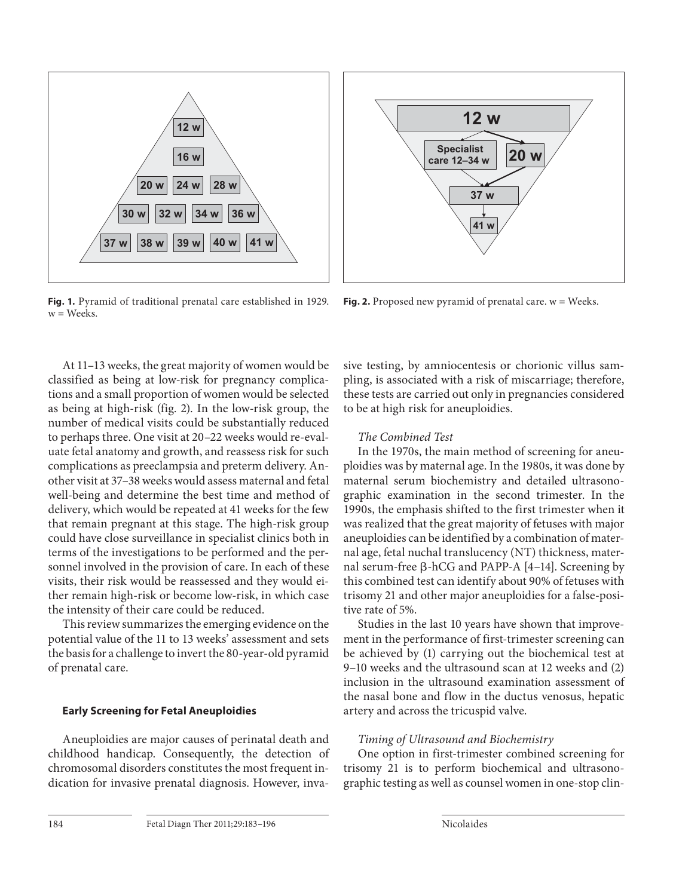Fig. 1. Pyramid of traditional prenatal care established in 1929. w = Weeks.

Fig. 2. Proposed new pyramid of prenatal care. w = Weeks.

At 11–13 weeks, the great majority of women would be classified as being at low-risk for pregnancy complications and a small proportion of women would be selected as being at high-risk (fig. 2). In the low-risk group, the number of medical visits could be substantially reduced to perhaps three. One visit at 20–22 weeks would re-evaluate fetal anatomy and growth, and reassess risk for such complications as preeclampsia and preterm delivery. Another visit at 37–38 weeks would assess maternal and fetal well-being and determine the best time and method of delivery, which would be repeated at 41 weeks for the few that remain pregnant at this stage. The high-risk group could have close surveillance in specialist clinics both in terms of the investigations to be performed and the personnel involved in the provision of care. In each of these visits, their risk would be reassessed and they would either remain high-risk or become low-risk, in which case the intensity of their care could be reduced.

This review summarizes the emerging evidence on the potential value of the 11 to 13 weeks' assessment and sets the basis for a challenge to invert the 80-year-old pyramid of prenatal care.

## Early Screening for Fetal Aneuploidies

Aneuploidies are major causes of perinatal death and childhood handicap. Consequently, the detection of chromosomal disorders constitutes the most frequent indication for invasive prenatal diagnosis. However, invasive testing, by amniocentesis or chorionic villus sampling, is associated with a risk of miscarriage; therefore, these tests are carried out only in pregnancies considered to be at high risk for aneuploidies.

### *The Combined Test*

In the 1970s, the main method of screening for aneuploidies was by maternal age. In the 1980s, it was done by maternal serum biochemistry and detailed ultrasonographic examination in the second trimester. In the 1990s, the emphasis shifted to the first trimester when it was realized that the great majority of fetuses with major aneuploidies can be identified by a combination of maternal age, fetal nuchal translucency (NT) thickness, maternal serum-free β-hCG and PAPP-A [4–14]. Screening by this combined test can identify about 90% of fetuses with trisomy 21 and other major aneuploidies for a false-positive rate of 5%.

Studies in the last 10 years have shown that improvement in the performance of first-trimester screening can be achieved by (1) carrying out the biochemical test at 9–10 weeks and the ultrasound scan at 12 weeks and (2) inclusion in the ultrasound examination assessment of the nasal bone and flow in the ductus venosus, hepatic artery and across the tricuspid valve.

### *Timing of Ultrasound and Biochemistry*

One option in first-trimester combined screening for trisomy 21 is to perform biochemical and ultrasonographic testing as well as counsel women in one-stop clin-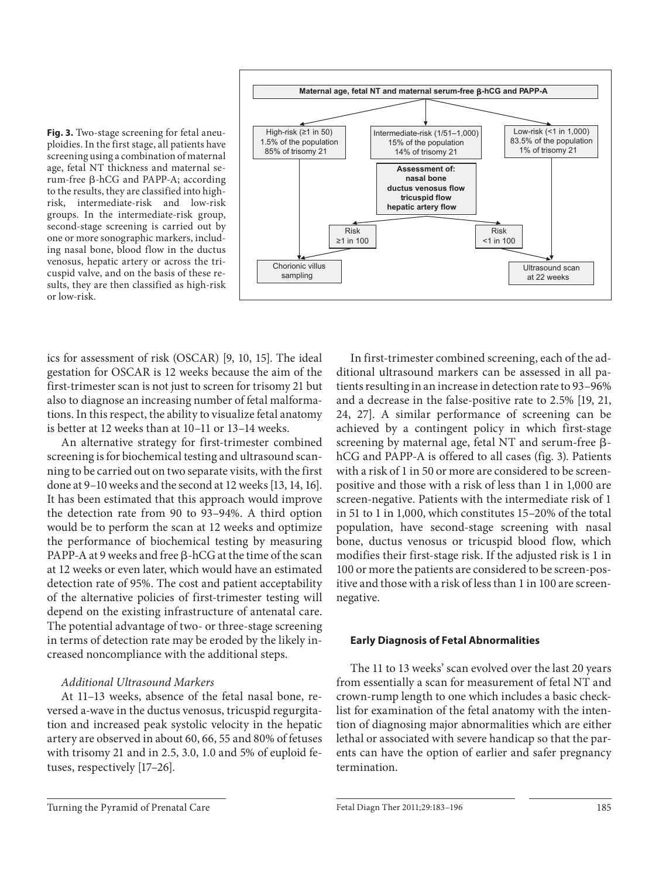Maternal age, fetal NT and maternal serum-free β-hCG and PAPP-A

High-risk (≥1 in 50)
1.5% of the population
85% of trisomy 21

Intermediate-risk (1/51–1,000)
15% of the population
14% of trisomy 21

Low-risk (<1 in 1,000)
83.5% of the population
1% of trisomy 21

**Assessment of:**
**nasal bone**
**ductus venosus flow**
**tricuspid flow**
**hepatic artery flow**

Risk ≥1 in 100

Risk <1 in 100

Chorionic villus sampling

Ultrasound scan at 22 weeks

**Fig. 3.** Two-stage screening for fetal aneuploidies. In the first stage, all patients have screening using a combination of maternal age, fetal NT thickness and maternal serum-free β-hCG and PAPP-A; according to the results, they are classified into high-risk, intermediate-risk and low-risk groups. In the intermediate-risk group, second-stage screening is carried out by one or more sonographic markers, including nasal bone, blood flow in the ductus venosus, hepatic artery or across the tricuspid valve, and on the basis of these results, they are then classified as high-risk or low-risk.

ics for assessment of risk (OSCAR) [9, 10, 15]. The ideal gestation for OSCAR is 12 weeks because the aim of the first-trimester scan is not just to screen for trisomy 21 but also to diagnose an increasing number of fetal malformations. In this respect, the ability to visualize fetal anatomy is better at 12 weeks than at 10–11 or 13–14 weeks.

An alternative strategy for first-trimester combined screening is for biochemical testing and ultrasound scanning to be carried out on two separate visits, with the first done at 9–10 weeks and the second at 12 weeks [13, 14, 16]. It has been estimated that this approach would improve the detection rate from 90 to 93–94%. A third option would be to perform the scan at 12 weeks and optimize the performance of biochemical testing by measuring PAPP-A at 9 weeks and free β-hCG at the time of the scan at 12 weeks or even later, which would have an estimated detection rate of 95%. The cost and patient acceptability of the alternative policies of first-trimester testing will depend on the existing infrastructure of antenatal care. The potential advantage of two- or three-stage screening in terms of detection rate may be eroded by the likely increased noncompliance with the additional steps.

*Additional Ultrasound Markers*

At 11–13 weeks, absence of the fetal nasal bone, reversed a-wave in the ductus venosus, tricuspid regurgitation and increased peak systolic velocity in the hepatic artery are observed in about 60, 66, 55 and 80% of fetuses with trisomy 21 and in 2.5, 3.0, 1.0 and 5% of euploid fetuses, respectively [17–26].

In first-trimester combined screening, each of the additional ultrasound markers can be assessed in all patients resulting in an increase in detection rate to 93–96% and a decrease in the false-positive rate to 2.5% [19, 21, 24, 27]. A similar performance of screening can be achieved by a contingent policy in which first-stage screening by maternal age, fetal NT and serum-free β-hCG and PAPP-A is offered to all cases (fig. 3). Patients with a risk of 1 in 50 or more are considered to be screen-positive and those with a risk of less than 1 in 1,000 are screen-negative. Patients with the intermediate risk of 1 in 51 to 1 in 1,000, which constitutes 15–20% of the total population, have second-stage screening with nasal bone, ductus venosus or tricuspid blood flow, which modifies their first-stage risk. If the adjusted risk is 1 in 100 or more the patients are considered to be screen-positive and those with a risk of less than 1 in 100 are screen-negative.

### Early Diagnosis of Fetal Abnormalities

The 11 to 13 weeks' scan evolved over the last 20 years from essentially a scan for measurement of fetal NT and crown-rump length to one which includes a basic checklist for examination of the fetal anatomy with the intention of diagnosing major abnormalities which are either lethal or associated with severe handicap so that the parents can have the option of earlier and safer pregnancy termination.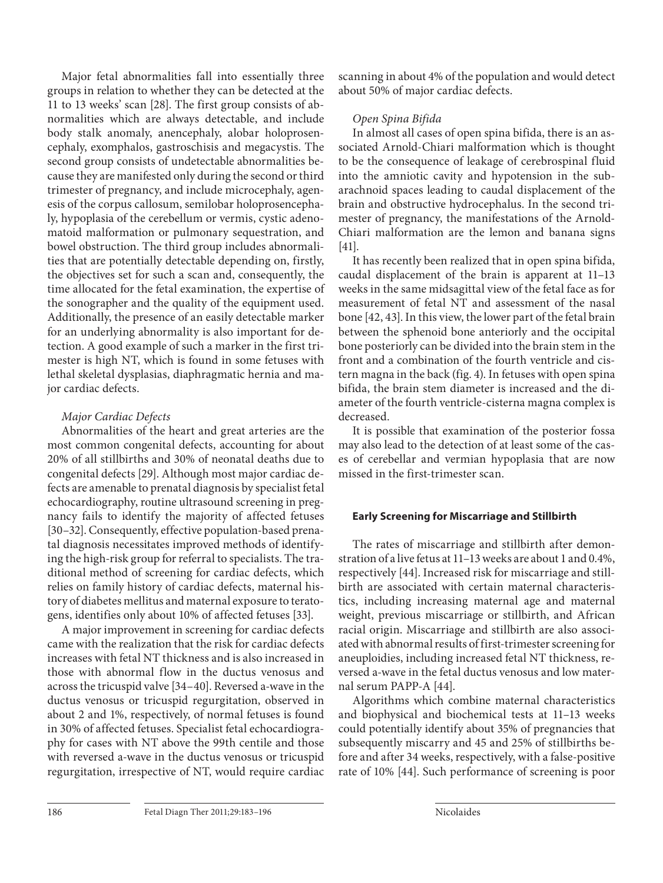Major fetal abnormalities fall into essentially three groups in relation to whether they can be detected at the 11 to 13 weeks' scan [28]. The first group consists of abnormalities which are always detectable, and include body stalk anomaly, anencephaly, alobar holoprosencephaly, exomphalos, gastroschisis and megacystis. The second group consists of undetectable abnormalities because they are manifested only during the second or third trimester of pregnancy, and include microcephaly, agenesis of the corpus callosum, semilobar holoprosencephaly, hypoplasia of the cerebellum or vermis, cystic adenomatoid malformation or pulmonary sequestration, and bowel obstruction. The third group includes abnormalities that are potentially detectable depending on, firstly, the objectives set for such a scan and, consequently, the time allocated for the fetal examination, the expertise of the sonographer and the quality of the equipment used. Additionally, the presence of an easily detectable marker for an underlying abnormality is also important for detection. A good example of such a marker in the first trimester is high NT, which is found in some fetuses with lethal skeletal dysplasias, diaphragmatic hernia and major cardiac defects.

### *Major Cardiac Defects*

Abnormalities of the heart and great arteries are the most common congenital defects, accounting for about 20% of all stillbirths and 30% of neonatal deaths due to congenital defects [29]. Although most major cardiac defects are amenable to prenatal diagnosis by specialist fetal echocardiography, routine ultrasound screening in pregnancy fails to identify the majority of affected fetuses [30–32]. Consequently, effective population-based prenatal diagnosis necessitates improved methods of identifying the high-risk group for referral to specialists. The traditional method of screening for cardiac defects, which relies on family history of cardiac defects, maternal history of diabetes mellitus and maternal exposure to teratogens, identifies only about 10% of affected fetuses [33].

A major improvement in screening for cardiac defects came with the realization that the risk for cardiac defects increases with fetal NT thickness and is also increased in those with abnormal flow in the ductus venosus and across the tricuspid valve [34–40]. Reversed a-wave in the ductus venosus or tricuspid regurgitation, observed in about 2 and 1%, respectively, of normal fetuses is found in 30% of affected fetuses. Specialist fetal echocardiography for cases with NT above the 99th centile and those with reversed a-wave in the ductus venosus or tricuspid regurgitation, irrespective of NT, would require cardiac scanning in about 4% of the population and would detect about 50% of major cardiac defects.

### *Open Spina Bifida*

In almost all cases of open spina bifida, there is an associated Arnold-Chiari malformation which is thought to be the consequence of leakage of cerebrospinal fluid into the amniotic cavity and hypotension in the subarachnoid spaces leading to caudal displacement of the brain and obstructive hydrocephalus. In the second trimester of pregnancy, the manifestations of the Arnold-Chiari malformation are the lemon and banana signs [41].

It has recently been realized that in open spina bifida, caudal displacement of the brain is apparent at 11–13 weeks in the same midsagittal view of the fetal face as for measurement of fetal NT and assessment of the nasal bone [42, 43]. In this view, the lower part of the fetal brain between the sphenoid bone anteriorly and the occipital bone posteriorly can be divided into the brain stem in the front and a combination of the fourth ventricle and cistern magna in the back (fig. 4). In fetuses with open spina bifida, the brain stem diameter is increased and the diameter of the fourth ventricle-cisterna magna complex is decreased.

It is possible that examination of the posterior fossa may also lead to the detection of at least some of the cases of cerebellar and vermian hypoplasia that are now missed in the first-trimester scan.

## **Early Screening for Miscarriage and Stillbirth**

The rates of miscarriage and stillbirth after demonstration of a live fetus at 11–13 weeks are about 1 and 0.4%, respectively [44]. Increased risk for miscarriage and stillbirth are associated with certain maternal characteristics, including increasing maternal age and maternal weight, previous miscarriage or stillbirth, and African racial origin. Miscarriage and stillbirth are also associated with abnormal results of first-trimester screening for aneuploidies, including increased fetal NT thickness, reversed a-wave in the fetal ductus venosus and low maternal serum PAPP-A [44].

Algorithms which combine maternal characteristics and biophysical and biochemical tests at 11–13 weeks could potentially identify about 35% of pregnancies that subsequently miscarry and 45 and 25% of stillbirths before and after 34 weeks, respectively, with a false-positive rate of 10% [44]. Such performance of screening is poor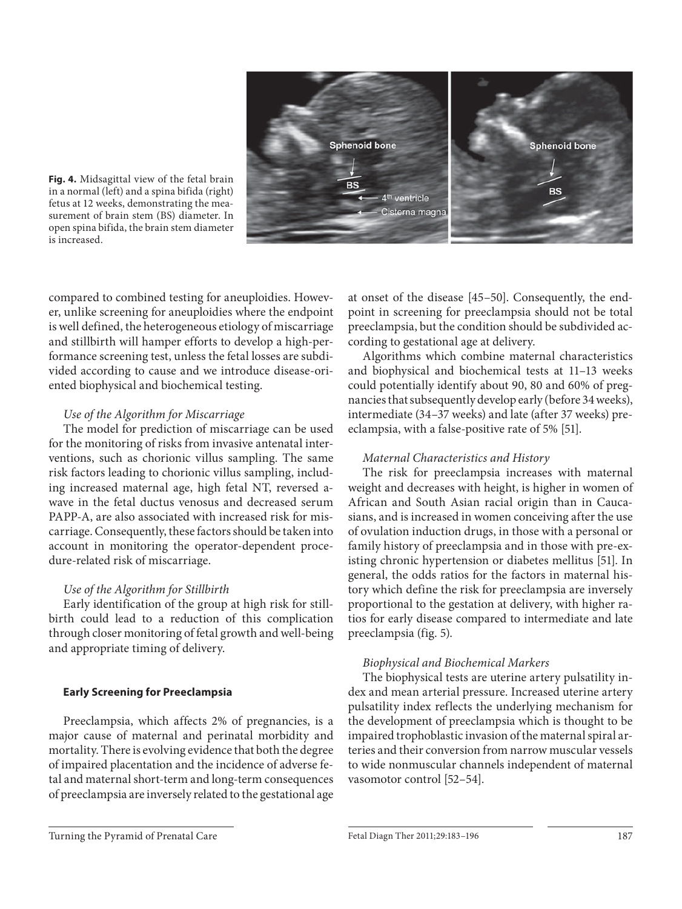**Fig. 4.** Midsagittal view of the fetal brain in a normal (left) and a spina bifida (right) fetus at 12 weeks, demonstrating the measurement of brain stem (BS) diameter. In open spina bifida, the brain stem diameter is increased.

compared to combined testing for aneuploidies. However, unlike screening for aneuploidies where the endpoint is well defined, the heterogeneous etiology of miscarriage and stillbirth will hamper efforts to develop a high-performance screening test, unless the fetal losses are subdivided according to cause and we introduce disease-oriented biophysical and biochemical testing.

*Use of the Algorithm for Miscarriage*

The model for prediction of miscarriage can be used for the monitoring of risks from invasive antenatal interventions, such as chorionic villus sampling. The same risk factors leading to chorionic villus sampling, including increased maternal age, high fetal NT, reversed a-wave in the fetal ductus venosus and decreased serum PAPP-A, are also associated with increased risk for miscarriage. Consequently, these factors should be taken into account in monitoring the operator-dependent procedure-related risk of miscarriage.

*Use of the Algorithm for Stillbirth*

Early identification of the group at high risk for stillbirth could lead to a reduction of this complication through closer monitoring of fetal growth and well-being and appropriate timing of delivery.

## Early Screening for Preeclampsia

Preeclampsia, which affects 2% of pregnancies, is a major cause of maternal and perinatal morbidity and mortality. There is evolving evidence that both the degree of impaired placentation and the incidence of adverse fetal and maternal short-term and long-term consequences of preeclampsia are inversely related to the gestational age at onset of the disease [45–50]. Consequently, the endpoint in screening for preeclampsia should not be total preeclampsia, but the condition should be subdivided according to gestational age at delivery.

Algorithms which combine maternal characteristics and biophysical and biochemical tests at 11–13 weeks could potentially identify about 90, 80 and 60% of pregnancies that subsequently develop early (before 34 weeks), intermediate (34–37 weeks) and late (after 37 weeks) preeclampsia, with a false-positive rate of 5% [51].

*Maternal Characteristics and History*

The risk for preeclampsia increases with maternal weight and decreases with height, is higher in women of African and South Asian racial origin than in Caucasians, and is increased in women conceiving after the use of ovulation induction drugs, in those with a personal or family history of preeclampsia and in those with pre-existing chronic hypertension or diabetes mellitus [51]. In general, the odds ratios for the factors in maternal history which define the risk for preeclampsia are inversely proportional to the gestation at delivery, with higher ratios for early disease compared to intermediate and late preeclampsia (fig. 5).

*Biophysical and Biochemical Markers*

The biophysical tests are uterine artery pulsatility index and mean arterial pressure. Increased uterine artery pulsatility index reflects the underlying mechanism for the development of preeclampsia which is thought to be impaired trophoblastic invasion of the maternal spiral arteries and their conversion from narrow muscular vessels to wide nonmuscular channels independent of maternal vasomotor control [52–54].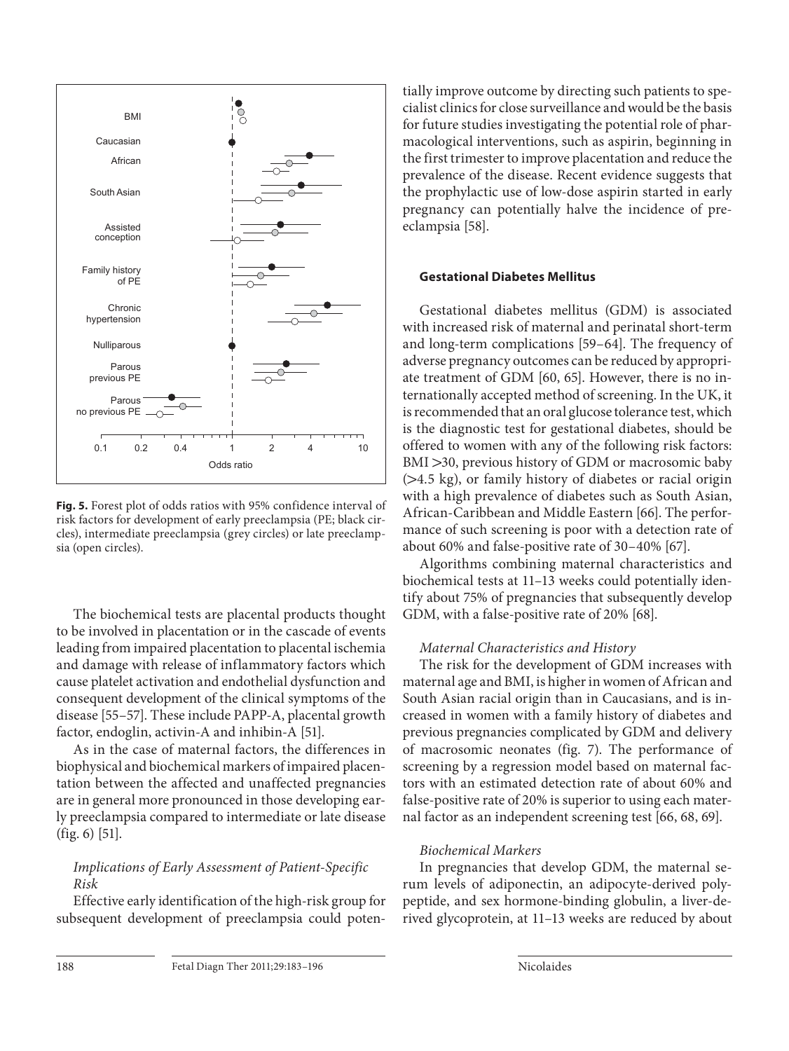Fig. 5. Forest plot of odds ratios with 95% confidence interval of risk factors for development of early preeclampsia (PE; black circles), intermediate preeclampsia (grey circles) or late preeclampsia (open circles).

The biochemical tests are placental products thought to be involved in placentation or in the cascade of events leading from impaired placentation to placental ischemia and damage with release of inflammatory factors which cause platelet activation and endothelial dysfunction and consequent development of the clinical symptoms of the disease [55–57]. These include PAPP-A, placental growth factor, endoglin, activin-A and inhibin-A [51].

As in the case of maternal factors, the differences in biophysical and biochemical markers of impaired placentation between the affected and unaffected pregnancies are in general more pronounced in those developing early preeclampsia compared to intermediate or late disease (fig. 6) [51].

### *Implications of Early Assessment of Patient-Specific Risk*

Effective early identification of the high-risk group for subsequent development of preeclampsia could potentially improve outcome by directing such patients to specialist clinics for close surveillance and would be the basis for future studies investigating the potential role of pharmacological interventions, such as aspirin, beginning in the first trimester to improve placentation and reduce the prevalence of the disease. Recent evidence suggests that the prophylactic use of low-dose aspirin started in early pregnancy can potentially halve the incidence of preeclampsia [58].

## Gestational Diabetes Mellitus

Gestational diabetes mellitus (GDM) is associated with increased risk of maternal and perinatal short-term and long-term complications [59–64]. The frequency of adverse pregnancy outcomes can be reduced by appropriate treatment of GDM [60, 65]. However, there is no internationally accepted method of screening. In the UK, it is recommended that an oral glucose tolerance test, which is the diagnostic test for gestational diabetes, should be offered to women with any of the following risk factors: BMI >30, previous history of GDM or macrosomic baby (>4.5 kg), or family history of diabetes or racial origin with a high prevalence of diabetes such as South Asian, African-Caribbean and Middle Eastern [66]. The performance of such screening is poor with a detection rate of about 60% and false-positive rate of 30–40% [67].

Algorithms combining maternal characteristics and biochemical tests at 11–13 weeks could potentially identify about 75% of pregnancies that subsequently develop GDM, with a false-positive rate of 20% [68].

### *Maternal Characteristics and History*

The risk for the development of GDM increases with maternal age and BMI, is higher in women of African and South Asian racial origin than in Caucasians, and is increased in women with a family history of diabetes and previous pregnancies complicated by GDM and delivery of macrosomic neonates (fig. 7). The performance of screening by a regression model based on maternal factors with an estimated detection rate of about 60% and false-positive rate of 20% is superior to using each maternal factor as an independent screening test [66, 68, 69].

### *Biochemical Markers*

In pregnancies that develop GDM, the maternal serum levels of adiponectin, an adipocyte-derived polypeptide, and sex hormone-binding globulin, a liver-derived glycoprotein, at 11–13 weeks are reduced by about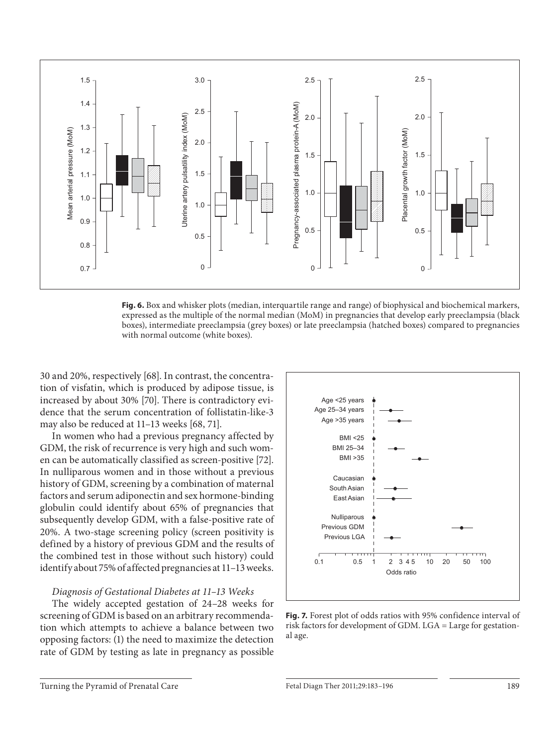**Fig. 6.** Box and whisker plots (median, interquartile range and range) of biophysical and biochemical markers, expressed as the multiple of the normal median (MoM) in pregnancies that develop early preeclampsia (black boxes), intermediate preeclampsia (grey boxes) or late preeclampsia (hatched boxes) compared to pregnancies with normal outcome (white boxes).

30 and 20%, respectively [68]. In contrast, the concentration of visfatin, which is produced by adipose tissue, is increased by about 30% [70]. There is contradictory evidence that the serum concentration of follistatin-like-3 may also be reduced at 11–13 weeks [68, 71].

In women who had a previous pregnancy affected by GDM, the risk of recurrence is very high and such women can be automatically classified as screen-positive [72]. In nulliparous women and in those without a previous history of GDM, screening by a combination of maternal factors and serum adiponectin and sex hormone-binding globulin could identify about 65% of pregnancies that subsequently develop GDM, with a false-positive rate of 20%. A two-stage screening policy (screen positivity is defined by a history of previous GDM and the results of the combined test in those without such history) could identify about 75% of affected pregnancies at 11–13 weeks.

### *Diagnosis of Gestational Diabetes at 11–13 Weeks*

The widely accepted gestation of 24–28 weeks for screening of GDM is based on an arbitrary recommendation which attempts to achieve a balance between two opposing factors: (1) the need to maximize the detection rate of GDM by testing as late in pregnancy as possible

**Fig. 7.** Forest plot of odds ratios with 95% confidence interval of risk factors for development of GDM. LGA = Large for gestational age.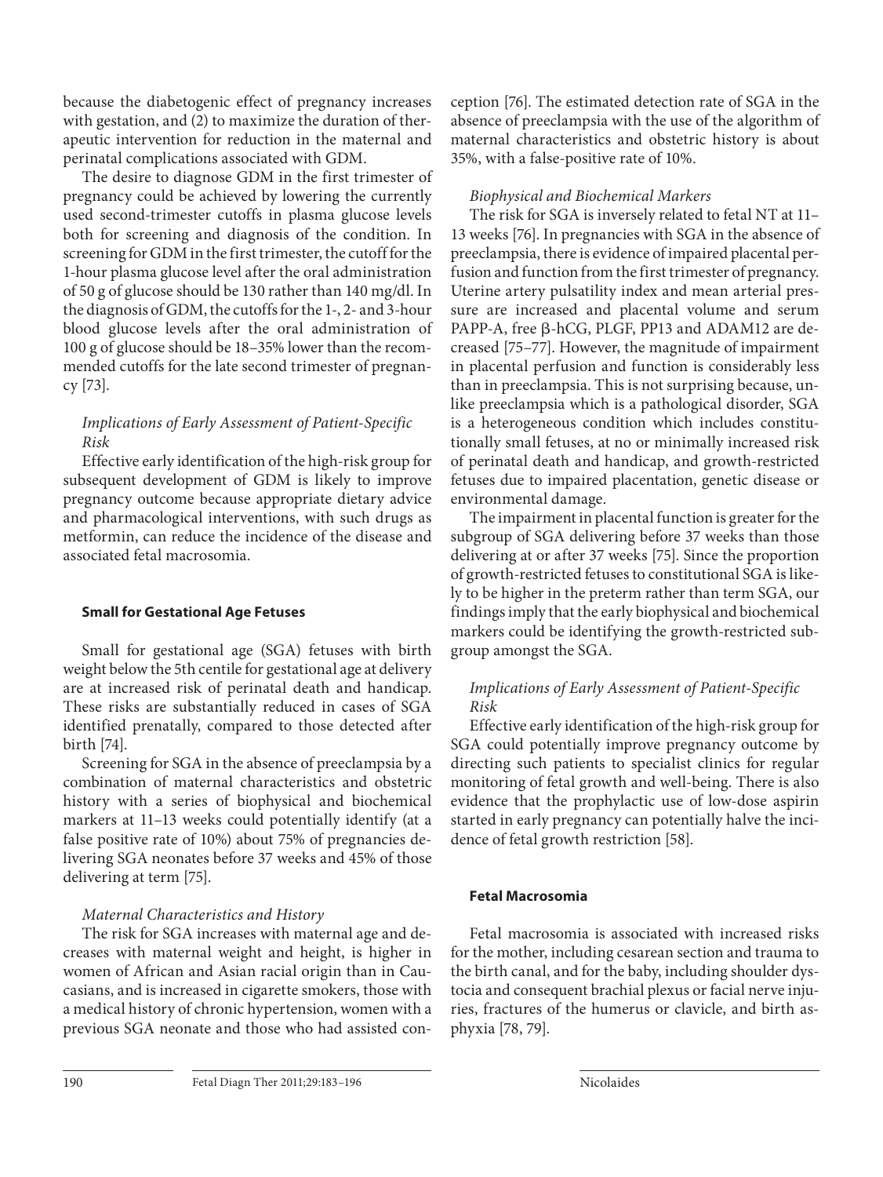because the diabetogenic effect of pregnancy increases with gestation, and (2) to maximize the duration of therapeutic intervention for reduction in the maternal and perinatal complications associated with GDM.

The desire to diagnose GDM in the first trimester of pregnancy could be achieved by lowering the currently used second-trimester cutoffs in plasma glucose levels both for screening and diagnosis of the condition. In screening for GDM in the first trimester, the cutoff for the 1-hour plasma glucose level after the oral administration of 50 g of glucose should be 130 rather than 140 mg/dl. In the diagnosis of GDM, the cutoffs for the 1-, 2- and 3-hour blood glucose levels after the oral administration of 100 g of glucose should be 18–35% lower than the recommended cutoffs for the late second trimester of pregnancy [73].

### *Implications of Early Assessment of Patient-Specific Risk*

Effective early identification of the high-risk group for subsequent development of GDM is likely to improve pregnancy outcome because appropriate dietary advice and pharmacological interventions, with such drugs as metformin, can reduce the incidence of the disease and associated fetal macrosomia.

## **Small for Gestational Age Fetuses**

Small for gestational age (SGA) fetuses with birth weight below the 5th centile for gestational age at delivery are at increased risk of perinatal death and handicap. These risks are substantially reduced in cases of SGA identified prenatally, compared to those detected after birth [74].

Screening for SGA in the absence of preeclampsia by a combination of maternal characteristics and obstetric history with a series of biophysical and biochemical markers at 11–13 weeks could potentially identify (at a false positive rate of 10%) about 75% of pregnancies delivering SGA neonates before 37 weeks and 45% of those delivering at term [75].

### *Maternal Characteristics and History*

The risk for SGA increases with maternal age and decreases with maternal weight and height, is higher in women of African and Asian racial origin than in Caucasians, and is increased in cigarette smokers, those with a medical history of chronic hypertension, women with a previous SGA neonate and those who had assisted conception [76]. The estimated detection rate of SGA in the absence of preeclampsia with the use of the algorithm of maternal characteristics and obstetric history is about 35%, with a false-positive rate of 10%.

### *Biophysical and Biochemical Markers*

The risk for SGA is inversely related to fetal NT at 11–13 weeks [76]. In pregnancies with SGA in the absence of preeclampsia, there is evidence of impaired placental perfusion and function from the first trimester of pregnancy. Uterine artery pulsatility index and mean arterial pressure are increased and placental volume and serum PAPP-A, free β-hCG, PLGF, PP13 and ADAM12 are decreased [75–77]. However, the magnitude of impairment in placental perfusion and function is considerably less than in preeclampsia. This is not surprising because, unlike preeclampsia which is a pathological disorder, SGA is a heterogeneous condition which includes constitutionally small fetuses, at no or minimally increased risk of perinatal death and handicap, and growth-restricted fetuses due to impaired placentation, genetic disease or environmental damage.

The impairment in placental function is greater for the subgroup of SGA delivering before 37 weeks than those delivering at or after 37 weeks [75]. Since the proportion of growth-restricted fetuses to constitutional SGA is likely to be higher in the preterm rather than term SGA, our findings imply that the early biophysical and biochemical markers could be identifying the growth-restricted subgroup amongst the SGA.

### *Implications of Early Assessment of Patient-Specific Risk*

Effective early identification of the high-risk group for SGA could potentially improve pregnancy outcome by directing such patients to specialist clinics for regular monitoring of fetal growth and well-being. There is also evidence that the prophylactic use of low-dose aspirin started in early pregnancy can potentially halve the incidence of fetal growth restriction [58].

## **Fetal Macrosomia**

Fetal macrosomia is associated with increased risks for the mother, including cesarean section and trauma to the birth canal, and for the baby, including shoulder dystocia and consequent brachial plexus or facial nerve injuries, fractures of the humerus or clavicle, and birth asphyxia [78, 79].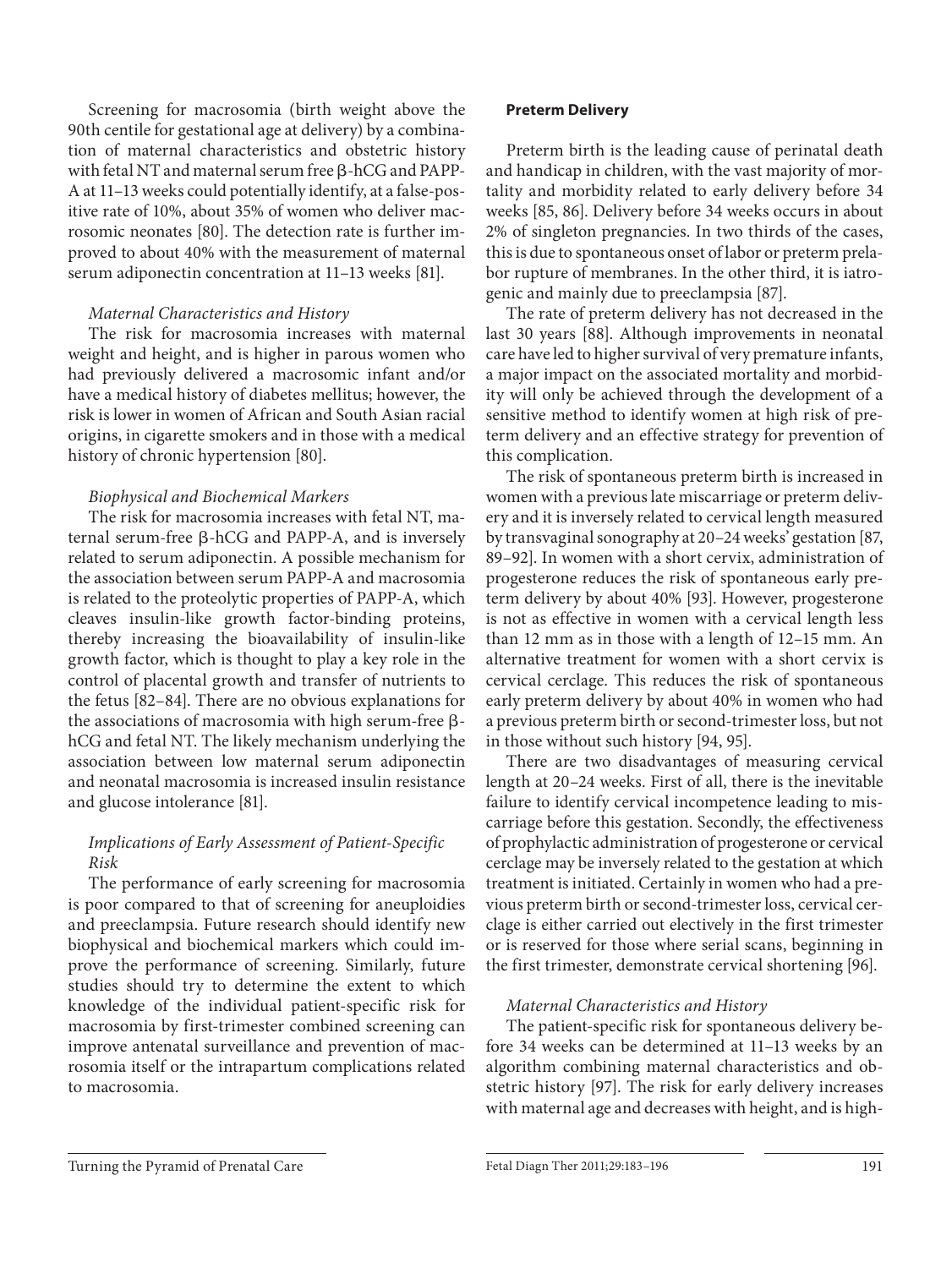Screening for macrosomia (birth weight above the 90th centile for gestational age at delivery) by a combination of maternal characteristics and obstetric history with fetal NT and maternal serum free β-hCG and PAPP-A at 11–13 weeks could potentially identify, at a false-positive rate of 10%, about 35% of women who deliver macrosomic neonates [80]. The detection rate is further improved to about 40% with the measurement of maternal serum adiponectin concentration at 11–13 weeks [81].

### *Maternal Characteristics and History*

The risk for macrosomia increases with maternal weight and height, and is higher in parous women who had previously delivered a macrosomic infant and/or have a medical history of diabetes mellitus; however, the risk is lower in women of African and South Asian racial origins, in cigarette smokers and in those with a medical history of chronic hypertension [80].

### *Biophysical and Biochemical Markers*

The risk for macrosomia increases with fetal NT, maternal serum-free β-hCG and PAPP-A, and is inversely related to serum adiponectin. A possible mechanism for the association between serum PAPP-A and macrosomia is related to the proteolytic properties of PAPP-A, which cleaves insulin-like growth factor-binding proteins, thereby increasing the bioavailability of insulin-like growth factor, which is thought to play a key role in the control of placental growth and transfer of nutrients to the fetus [82–84]. There are no obvious explanations for the associations of macrosomia with high serum-free β-hCG and fetal NT. The likely mechanism underlying the association between low maternal serum adiponectin and neonatal macrosomia is increased insulin resistance and glucose intolerance [81].

### *Implications of Early Assessment of Patient-Specific Risk*

The performance of early screening for macrosomia is poor compared to that of screening for aneuploidies and preeclampsia. Future research should identify new biophysical and biochemical markers which could improve the performance of screening. Similarly, future studies should try to determine the extent to which knowledge of the individual patient-specific risk for macrosomia by first-trimester combined screening can improve antenatal surveillance and prevention of macrosomia itself or the intrapartum complications related to macrosomia.

## **Preterm Delivery**

Preterm birth is the leading cause of perinatal death and handicap in children, with the vast majority of mortality and morbidity related to early delivery before 34 weeks [85, 86]. Delivery before 34 weeks occurs in about 2% of singleton pregnancies. In two thirds of the cases, this is due to spontaneous onset of labor or preterm prelabor rupture of membranes. In the other third, it is iatrogenic and mainly due to preeclampsia [87].

The rate of preterm delivery has not decreased in the last 30 years [88]. Although improvements in neonatal care have led to higher survival of very premature infants, a major impact on the associated mortality and morbidity will only be achieved through the development of a sensitive method to identify women at high risk of preterm delivery and an effective strategy for prevention of this complication.

The risk of spontaneous preterm birth is increased in women with a previous late miscarriage or preterm delivery and it is inversely related to cervical length measured by transvaginal sonography at 20–24 weeks' gestation [87, 89–92]. In women with a short cervix, administration of progesterone reduces the risk of spontaneous early preterm delivery by about 40% [93]. However, progesterone is not as effective in women with a cervical length less than 12 mm as in those with a length of 12–15 mm. An alternative treatment for women with a short cervix is cervical cerclage. This reduces the risk of spontaneous early preterm delivery by about 40% in women who had a previous preterm birth or second-trimester loss, but not in those without such history [94, 95].

There are two disadvantages of measuring cervical length at 20–24 weeks. First of all, there is the inevitable failure to identify cervical incompetence leading to miscarriage before this gestation. Secondly, the effectiveness of prophylactic administration of progesterone or cervical cerclage may be inversely related to the gestation at which treatment is initiated. Certainly in women who had a previous preterm birth or second-trimester loss, cervical cerclage is either carried out electively in the first trimester or is reserved for those where serial scans, beginning in the first trimester, demonstrate cervical shortening [96].

### *Maternal Characteristics and History*

The patient-specific risk for spontaneous delivery before 34 weeks can be determined at 11–13 weeks by an algorithm combining maternal characteristics and obstetric history [97]. The risk for early delivery increases with maternal age and decreases with height, and is high-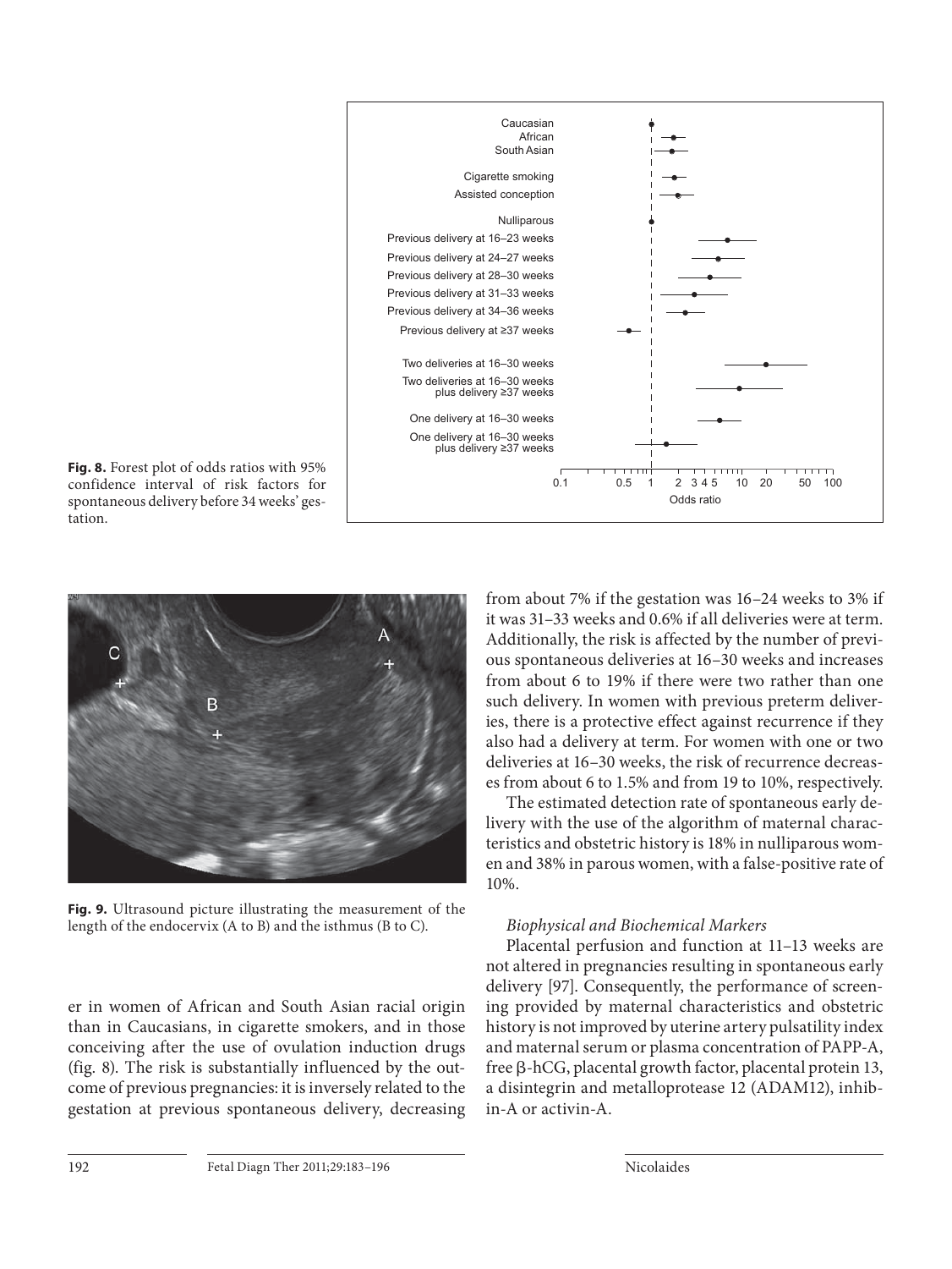**Fig. 8.** Forest plot of odds ratios with 95% confidence interval of risk factors for spontaneous delivery before 34 weeks' gestation.

**Fig. 9.** Ultrasound picture illustrating the measurement of the length of the endocervix (A to B) and the isthmus (B to C).

er in women of African and South Asian racial origin than in Caucasians, in cigarette smokers, and in those conceiving after the use of ovulation induction drugs (fig. 8). The risk is substantially influenced by the outcome of previous pregnancies: it is inversely related to the gestation at previous spontaneous delivery, decreasing from about 7% if the gestation was 16–24 weeks to 3% if it was 31–33 weeks and 0.6% if all deliveries were at term. Additionally, the risk is affected by the number of previous spontaneous deliveries at 16–30 weeks and increases from about 6 to 19% if there were two rather than one such delivery. In women with previous preterm deliveries, there is a protective effect against recurrence if they also had a delivery at term. For women with one or two deliveries at 16–30 weeks, the risk of recurrence decreases from about 6 to 1.5% and from 19 to 10%, respectively.

The estimated detection rate of spontaneous early delivery with the use of the algorithm of maternal characteristics and obstetric history is 18% in nulliparous women and 38% in parous women, with a false-positive rate of 10%.

*Biophysical and Biochemical Markers*

Placental perfusion and function at 11–13 weeks are not altered in pregnancies resulting in spontaneous early delivery [97]. Consequently, the performance of screening provided by maternal characteristics and obstetric history is not improved by uterine artery pulsatility index and maternal serum or plasma concentration of PAPP-A, free β-hCG, placental growth factor, placental protein 13, a disintegrin and metalloprotease 12 (ADAM12), inhibin-A or activin-A.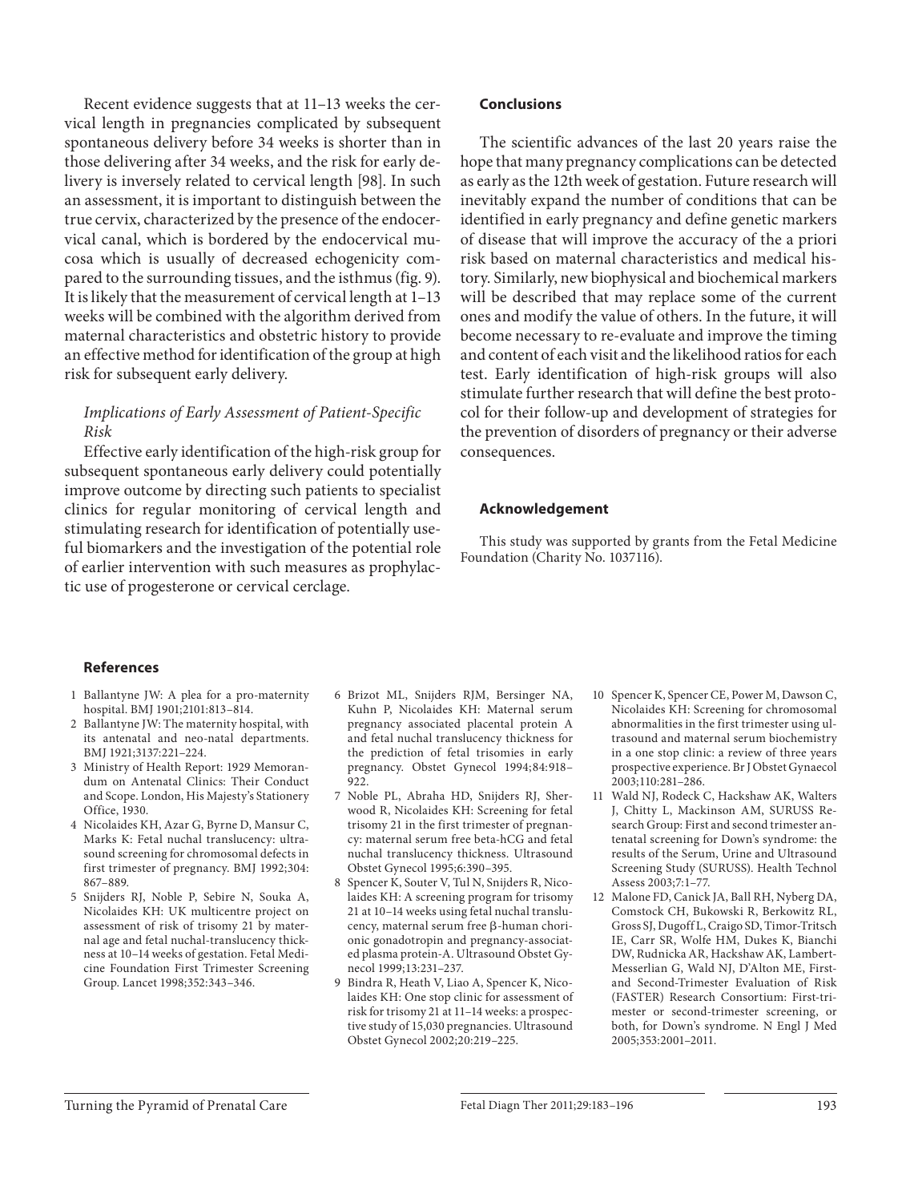Recent evidence suggests that at 11–13 weeks the cervical length in pregnancies complicated by subsequent spontaneous delivery before 34 weeks is shorter than in those delivering after 34 weeks, and the risk for early delivery is inversely related to cervical length [98]. In such an assessment, it is important to distinguish between the true cervix, characterized by the presence of the endocervical canal, which is bordered by the endocervical mucosa which is usually of decreased echogenicity compared to the surrounding tissues, and the isthmus (fig. 9). It is likely that the measurement of cervical length at 1–13 weeks will be combined with the algorithm derived from maternal characteristics and obstetric history to provide an effective method for identification of the group at high risk for subsequent early delivery.

### *Implications of Early Assessment of Patient-Specific Risk*

Effective early identification of the high-risk group for subsequent spontaneous early delivery could potentially improve outcome by directing such patients to specialist clinics for regular monitoring of cervical length and stimulating research for identification of potentially useful biomarkers and the investigation of the potential role of earlier intervention with such measures as prophylactic use of progesterone or cervical cerclage.

## Conclusions

The scientific advances of the last 20 years raise the hope that many pregnancy complications can be detected as early as the 12th week of gestation. Future research will inevitably expand the number of conditions that can be identified in early pregnancy and define genetic markers of disease that will improve the accuracy of the a priori risk based on maternal characteristics and medical history. Similarly, new biophysical and biochemical markers will be described that may replace some of the current ones and modify the value of others. In the future, it will become necessary to re-evaluate and improve the timing and content of each visit and the likelihood ratios for each test. Early identification of high-risk groups will also stimulate further research that will define the best protocol for their follow-up and development of strategies for the prevention of disorders of pregnancy or their adverse consequences.

## Acknowledgement

This study was supported by grants from the Fetal Medicine Foundation (Charity No. 1037116).

## References

1. Ballantyne JW: A plea for a pro-maternity hospital. BMJ 1901;2101:813–814.
2. Ballantyne JW: The maternity hospital, with its antenatal and neo-natal departments. BMJ 1921;3137:221–224.
3. Ministry of Health Report: 1929 Memorandum on Antenatal Clinics: Their Conduct and Scope. London, His Majesty's Stationery Office, 1930.
4. Nicolaides KH, Azar G, Byrne D, Mansur C, Marks K: Fetal nuchal translucency: ultrasound screening for chromosomal defects in first trimester of pregnancy. BMJ 1992;304: 867–889.
5. Snijders RJ, Noble P, Sebire N, Souka A, Nicolaides KH: UK multicentre project on assessment of risk of trisomy 21 by maternal age and fetal nuchal-translucency thickness at 10–14 weeks of gestation. Fetal Medicine Foundation First Trimester Screening Group. Lancet 1998;352:343–346.
6. Brizot ML, Snijders RJM, Bersinger NA, Kuhn P, Nicolaides KH: Maternal serum pregnancy associated placental protein A and fetal nuchal translucency thickness for the prediction of fetal trisomies in early pregnancy. Obstet Gynecol 1994;84:918–922.
7. Noble PL, Abraha HD, Snijders RJ, Sherwood R, Nicolaides KH: Screening for fetal trisomy 21 in the first trimester of pregnancy: maternal serum free beta-hCG and fetal nuchal translucency thickness. Ultrasound Obstet Gynecol 1995;6:390–395.
8. Spencer K, Souter V, Tul N, Snijders R, Nicolaides KH: A screening program for trisomy 21 at 10–14 weeks using fetal nuchal translucency, maternal serum free β-human chorionic gonadotropin and pregnancy-associated plasma protein-A. Ultrasound Obstet Gynecol 1999;13:231–237.
9. Bindra R, Heath V, Liao A, Spencer K, Nicolaides KH: One stop clinic for assessment of risk for trisomy 21 at 11–14 weeks: a prospective study of 15,030 pregnancies. Ultrasound Obstet Gynecol 2002;20:219–225.
10. Spencer K, Spencer CE, Power M, Dawson C, Nicolaides KH: Screening for chromosomal abnormalities in the first trimester using ultrasound and maternal serum biochemistry in a one stop clinic: a review of three years prospective experience. Br J Obstet Gynaecol 2003;110:281–286.
11. Wald NJ, Rodeck C, Hackshaw AK, Walters J, Chitty L, Mackinson AM, SURUSS Research Group: First and second trimester antenatal screening for Down's syndrome: the results of the Serum, Urine and Ultrasound Screening Study (SURUSS). Health Technol Assess 2003;7:1–77.
12. Malone FD, Canick JA, Ball RH, Nyberg DA, Comstock CH, Bukowski R, Berkowitz RL, Gross SJ, Dugoff L, Craigo SD, Timor-Tritsch IE, Carr SR, Wolfe HM, Dukes K, Bianchi DW, Rudnicka AR, Hackshaw AK, Lambert-Messerlian G, Wald NJ, D'Alton ME, First- and Second-Trimester Evaluation of Risk (FASTER) Research Consortium: First-trimester or second-trimester screening, or both, for Down's syndrome. N Engl J Med 2005;353:2001–2011.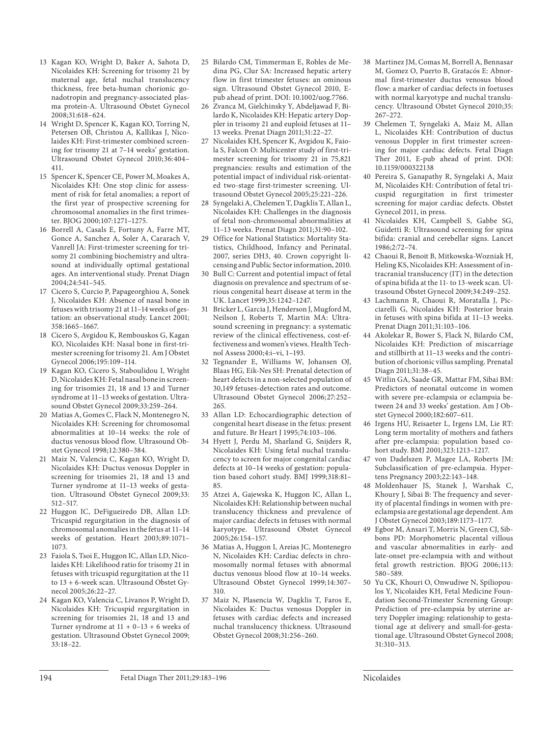13 Kagan KO, Wright D, Baker A, Sahota D, Nicolaides KH: Screening for trisomy 21 by maternal age, fetal nuchal translucency thickness, free beta-human chorionic gonadotropin and pregnancy-associated plasma protein-A. Ultrasound Obstet Gynecol 2008;31:618–624.

14 Wright D, Spencer K, Kagan KO, Torring N, Petersen OB, Christou A, Kallikas J, Nicolaides KH: First-trimester combined screening for trisomy 21 at 7–14 weeks' gestation. Ultrasound Obstet Gynecol 2010;36:404–411.

15 Spencer K, Spencer CE, Power M, Moakes A, Nicolaides KH: One stop clinic for assessment of risk for fetal anomalies; a report of the first year of prospective screening for chromosomal anomalies in the first trimester. BJOG 2000;107:1271–1275.

16 Borrell A, Casals E, Fortuny A, Farre MT, Gonce A, Sanchez A, Soler A, Cararach V, Vanrell JA: First-trimester screening for trisomy 21 combining biochemistry and ultrasound at individually optimal gestational ages. An interventional study. Prenat Diagn 2004;24:541–545.

17 Cicero S, Curcio P, Papageorghiou A, Sonek J, Nicolaides KH: Absence of nasal bone in fetuses with trisomy 21 at 11–14 weeks of gestation: an observational study. Lancet 2001; 358:1665–1667.

18 Cicero S, Avgidou K, Rembouskos G, Kagan KO, Nicolaides KH: Nasal bone in first-trimester screening for trisomy 21. Am J Obstet Gynecol 2006;195:109–114.

19 Kagan KO, Cicero S, Staboulidou I, Wright D, Nicolaides KH: Fetal nasal bone in screening for trisomies 21, 18 and 13 and Turner syndrome at 11–13 weeks of gestation. Ultrasound Obstet Gynecol 2009;33:259–264.

20 Matias A, Gomes C, Flack N, Montenegro N, Nicolaides KH: Screening for chromosomal abnormalities at 10–14 weeks: the role of ductus venosus blood flow. Ultrasound Obstet Gynecol 1998;12:380–384.

21 Maiz N, Valencia C, Kagan KO, Wright D, Nicolaides KH: Ductus venosus Doppler in screening for trisomies 21, 18 and 13 and Turner syndrome at 11–13 weeks of gestation. Ultrasound Obstet Gynecol 2009;33: 512–517.

22 Huggon IC, DeFigueiredo DB, Allan LD: Tricuspid regurgitation in the diagnosis of chromosomal anomalies in the fetus at 11–14 weeks of gestation. Heart 2003;89:1071–1073.

23 Faiola S, Tsoi E, Huggon IC, Allan LD, Nicolaides KH: Likelihood ratio for trisomy 21 in fetuses with tricuspid regurgitation at the 11 to 13 + 6-week scan. Ultrasound Obstet Gynecol 2005;26:22–27.

24 Kagan KO, Valencia C, Livanos P, Wright D, Nicolaides KH: Tricuspid regurgitation in screening for trisomies 21, 18 and 13 and Turner syndrome at 11 + 0–13 + 6 weeks of gestation. Ultrasound Obstet Gynecol 2009; 33:18–22.

25 Bilardo CM, Timmerman E, Robles de Medina PG, Clur SA: Increased hepatic artery flow in first trimester fetuses: an ominous sign. Ultrasound Obstet Gynecol 2010, E-pub ahead of print. DOI: 10.1002/uog.7766.

26 Zvanca M, Gielchinsky Y, Abdeljawad F, Bilardo K, Nicolaides KH: Hepatic artery Doppler in trisomy 21 and euploid fetuses at 11–13 weeks. Prenat Diagn 2011;31:22–27.

27 Nicolaides KH, Spencer K, Avgidou K, Faiola S, Falcon O: Multicenter study of first-trimester screening for trisomy 21 in 75,821 pregnancies: results and estimation of the potential impact of individual risk-orientated two-stage first-trimester screening. Ultrasound Obstet Gynecol 2005;25:221–226.

28 Syngelaki A, Chelemen T, Dagklis T, Allan L, Nicolaides KH: Challenges in the diagnosis of fetal non-chromosomal abnormalities at 11–13 weeks. Prenat Diagn 2011;31:90–102.

29 Office for National Statistics: Mortality Statistics, Childhood, Infancy and Perinatal. 2007, series DH3, 40. Crown copyright licensing and Public Sector information, 2010.

30 Bull C: Current and potential impact of fetal diagnosis on prevalence and spectrum of serious congenital heart disease at term in the UK. Lancet 1999;35:1242–1247.

31 Bricker L, Garcia J, Henderson J, Mugford M, Neilson J, Roberts T, Martin MA: Ultrasound screening in pregnancy: a systematic review of the clinical effectiveness, cost-effectiveness and women's views. Health Technol Assess 2000;4:i–vi, 1–193.

32 Tegnander E, Williams W, Johansen OJ, Blaas HG, Eik-Nes SH: Prenatal detection of heart defects in a non-selected population of 30,149 fetuses-detection rates and outcome. Ultrasound Obstet Gynecol 2006;27:252–265.

33 Allan LD: Echocardiographic detection of congenital heart disease in the fetus: present and future. Br Heart J 1995;74:103–106.

34 Hyett J, Perdu M, Sharland G, Snijders R, Nicolaides KH: Using fetal nuchal translucency to screen for major congenital cardiac defects at 10–14 weeks of gestation: population based cohort study. BMJ 1999;318:81–85.

35 Atzei A, Gajewska K, Huggon IC, Allan L, Nicolaides KH: Relationship between nuchal translucency thickness and prevalence of major cardiac defects in fetuses with normal karyotype. Ultrasound Obstet Gynecol 2005;26:154–157.

36 Matias A, Huggon I, Areias JC, Montenegro N, Nicolaides KH: Cardiac defects in chromosomally normal fetuses with abnormal ductus venosus blood flow at 10–14 weeks. Ultrasound Obstet Gynecol 1999;14:307–310.

37 Maiz N, Plasencia W, Dagklis T, Faros E, Nicolaides K: Ductus venosus Doppler in fetuses with cardiac defects and increased nuchal translucency thickness. Ultrasound Obstet Gynecol 2008;31:256–260.

38 Martinez JM, Comas M, Borrell A, Bennasar M, Gomez O, Puerto B, Gratacós E: Abnormal first-trimester ductus venosus blood flow: a marker of cardiac defects in foetuses with normal karyotype and nuchal translucency. Ultrasound Obstet Gynecol 2010;35: 267–272.

39 Chelemen T, Syngelaki A, Maiz M, Allan L, Nicolaides KH: Contribution of ductus venosus Doppler in first trimester screening for major cardiac defects. Fetal Diagn Ther 2011, E-pub ahead of print. DOI: 10.1159/000322138

40 Pereira S, Ganapathy R, Syngelaki A, Maiz M, Nicolaides KH: Contribution of fetal tricuspid regurgitation in first trimester screening for major cardiac defects. Obstet Gynecol 2011, in press.

41 Nicolaides KH, Campbell S, Gabbe SG, Guidetti R: Ultrasound screening for spina bifida: cranial and cerebellar signs. Lancet 1986;2:72–74.

42 Chaoui R, Benoit B, Mitkowska-Wozniak H, Heling KS, Nicolaides KH: Assessment of intracranial translucency (IT) in the detection of spina bifida at the 11- to 13-week scan. Ultrasound Obstet Gynecol 2009;34:249–252.

43 Lachmann R, Chaoui R, Moratalla J, Picciarelli G, Nicolaides KH: Posterior brain in fetuses with spina bifida at 11–13 weeks. Prenat Diagn 2011;31:103–106.

44 Akolekar R, Bower S, Flack N, Bilardo CM, Nicolaides KH: Prediction of miscarriage and stillbirth at 11–13 weeks and the contribution of chorionic villus sampling. Prenatal Diagn 2011;31:38–45.

45 Witlin GA, Saade GR, Mattar FM, Sibai BM: Predictors of neonatal outcome in women with severe pre-eclampsia or eclampsia between 24 and 33 weeks' gestation. Am J Obstet Gynecol 2000;182:607–611.

46 Irgens HU, Reisaeter L, Irgens LM, Lie RT: Long term mortality of mothers and fathers after pre-eclampsia: population based cohort study. BMJ 2001;323:1213–1217.

47 von Dadelszen P, Magee LA, Roberts JM: Subclassification of pre-eclampsia. Hypertens Pregnancy 2003;22:143–148.

48 Moldenhauer JS, Stanek J, Warshak C, Khoury J, Sibai B: The frequency and severity of placental findings in women with preeclampsia are gestational age dependent. Am J Obstet Gynecol 2003;189:1173–1177.

49 Egbor M, Ansari T, Morris N, Green CJ, Sibbons PD: Morphometric placental villous and vascular abnormalities in early- and late-onset pre-eclampsia with and without fetal growth restriction. BJOG 2006;113: 580–589.

50 Yu CK, Khouri O, Onwudiwe N, Spiliopoulos Y, Nicolaides KH, Fetal Medicine Foundation Second-Trimester Screening Group: Prediction of pre-eclampsia by uterine artery Doppler imaging: relationship to gestational age at delivery and small-for-gestational age. Ultrasound Obstet Gynecol 2008; 31:310–313.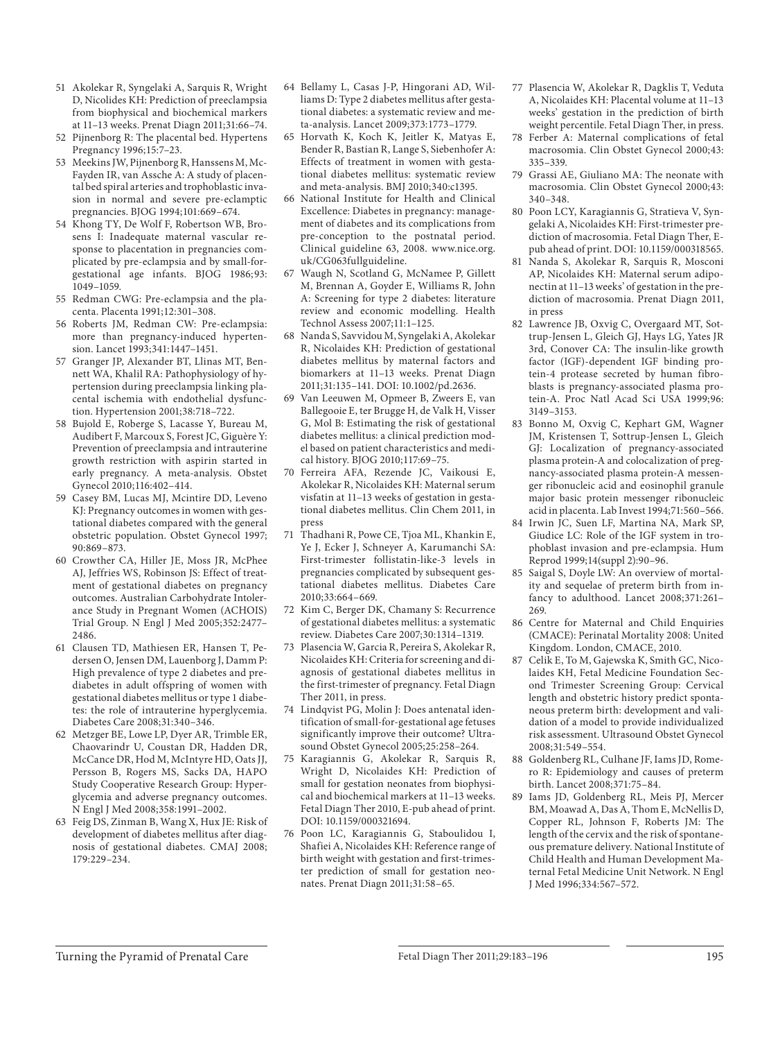51 Akolekar R, Syngelaki A, Sarquis R, Wright D, Nicolides KH: Prediction of preeclampsia from biophysical and biochemical markers at 11–13 weeks. Prenat Diagn 2011;31:66–74.

52 Pijnenborg R: The placental bed. Hypertens Pregnancy 1996;15:7–23.

53 Meekins JW, Pijnenborg R, Hanssens M, McFayden IR, van Assche A: A study of placental bed spiral arteries and trophoblastic invasion in normal and severe pre-eclamptic pregnancies. BJOG 1994;101:669–674.

54 Khong TY, De Wolf F, Robertson WB, Brosens I: Inadequate maternal vascular response to placentation in pregnancies complicated by pre-eclampsia and by small-for-gestational age infants. BJOG 1986;93: 1049–1059.

55 Redman CWG: Pre-eclampsia and the placenta. Placenta 1991;12:301–308.

56 Roberts JM, Redman CW: Pre-eclampsia: more than pregnancy-induced hypertension. Lancet 1993;341:1447–1451.

57 Granger JP, Alexander BT, Llinas MT, Bennett WA, Khalil RA: Pathophysiology of hypertension during preeclampsia linking placental ischemia with endothelial dysfunction. Hypertension 2001;38:718–722.

58 Bujold E, Roberge S, Lacasse Y, Bureau M, Audibert F, Marcoux S, Forest JC, Giguère Y: Prevention of preeclampsia and intrauterine growth restriction with aspirin started in early pregnancy. A meta-analysis. Obstet Gynecol 2010;116:402–414.

59 Casey BM, Lucas MJ, Mcintire DD, Leveno KJ: Pregnancy outcomes in women with gestational diabetes compared with the general obstetric population. Obstet Gynecol 1997; 90:869–873.

60 Crowther CA, Hiller JE, Moss JR, McPhee AJ, Jeffries WS, Robinson JS: Effect of treatment of gestational diabetes on pregnancy outcomes. Australian Carbohydrate Intolerance Study in Pregnant Women (ACHOIS) Trial Group. N Engl J Med 2005;352:2477–2486.

61 Clausen TD, Mathiesen ER, Hansen T, Pedersen O, Jensen DM, Lauenborg J, Damm P: High prevalence of type 2 diabetes and prediabetes in adult offspring of women with gestational diabetes mellitus or type 1 diabetes: the role of intrauterine hyperglycemia. Diabetes Care 2008;31:340–346.

62 Metzger BE, Lowe LP, Dyer AR, Trimble ER, Chaovarindr U, Coustan DR, Hadden DR, McCance DR, Hod M, McIntyre HD, Oats JJ, Persson B, Rogers MS, Sacks DA, HAPO Study Cooperative Research Group: Hyperglycemia and adverse pregnancy outcomes. N Engl J Med 2008;358:1991–2002.

63 Feig DS, Zinman B, Wang X, Hux JE: Risk of development of diabetes mellitus after diagnosis of gestational diabetes. CMAJ 2008; 179:229–234.

64 Bellamy L, Casas J-P, Hingorani AD, Williams D: Type 2 diabetes mellitus after gestational diabetes: a systematic review and meta-analysis. Lancet 2009;373:1773–1779.

65 Horvath K, Koch K, Jeitler K, Matyas E, Bender R, Bastian R, Lange S, Siebenhofer A: Effects of treatment in women with gestational diabetes mellitus: systematic review and meta-analysis. BMJ 2010;340:c1395.

66 National Institute for Health and Clinical Excellence: Diabetes in pregnancy: management of diabetes and its complications from pre-conception to the postnatal period. Clinical guideline 63, 2008. www.nice.org.uk/CG063fullguideline.

67 Waugh N, Scotland G, McNamee P, Gillett M, Brennan A, Goyder E, Williams R, John A: Screening for type 2 diabetes: literature review and economic modelling. Health Technol Assess 2007;11:1–125.

68 Nanda S, Savvidou M, Syngelaki A, Akolekar R, Nicolaides KH: Prediction of gestational diabetes mellitus by maternal factors and biomarkers at 11–13 weeks. Prenat Diagn 2011;31:135–141. DOI: 10.1002/pd.2636.

69 Van Leeuwen M, Opmeer B, Zweers E, van Ballegooie E, ter Brugge H, de Valk H, Visser G, Mol B: Estimating the risk of gestational diabetes mellitus: a clinical prediction model based on patient characteristics and medical history. BJOG 2010;117:69–75.

70 Ferreira AFA, Rezende JC, Vaikousi E, Akolekar R, Nicolaides KH: Maternal serum visfatin at 11–13 weeks of gestation in gestational diabetes mellitus. Clin Chem 2011, in press

71 Thadhani R, Powe CE, Tjoa ML, Khankin E, Ye J, Ecker J, Schneyer A, Karumanchi SA: First-trimester follistatin-like-3 levels in pregnancies complicated by subsequent gestational diabetes mellitus. Diabetes Care 2010;33:664–669.

72 Kim C, Berger DK, Chamany S: Recurrence of gestational diabetes mellitus: a systematic review. Diabetes Care 2007;30:1314–1319.

73 Plasencia W, Garcia R, Pereira S, Akolekar R, Nicolaides KH: Criteria for screening and diagnosis of gestational diabetes mellitus in the first-trimester of pregnancy. Fetal Diagn Ther 2011, in press.

74 Lindqvist PG, Molin J: Does antenatal identification of small-for-gestational age fetuses significantly improve their outcome? Ultrasound Obstet Gynecol 2005;25:258–264.

75 Karagiannis G, Akolekar R, Sarquis R, Wright D, Nicolaides KH: Prediction of small for gestation neonates from biophysical and biochemical markers at 11–13 weeks. Fetal Diagn Ther 2010, E-pub ahead of print. DOI: 10.1159/000321694.

76 Poon LC, Karagiannis G, Staboulidou I, Shafiei A, Nicolaides KH: Reference range of birth weight with gestation and first-trimester prediction of small for gestation neonates. Prenat Diagn 2011;31:58–65.

77 Plasencia W, Akolekar R, Dagklis T, Veduta A, Nicolaides KH: Placental volume at 11–13 weeks' gestation in the prediction of birth weight percentile. Fetal Diagn Ther, in press.

78 Ferber A: Maternal complications of fetal macrosomia. Clin Obstet Gynecol 2000;43: 335–339.

79 Grassi AE, Giuliano MA: The neonate with macrosomia. Clin Obstet Gynecol 2000;43: 340–348.

80 Poon LCY, Karagiannis G, Stratieva V, Syngelaki A, Nicolaides KH: First-trimester prediction of macrosomia. Fetal Diagn Ther, E-pub ahead of print. DOI: 10.1159/000318565.

81 Nanda S, Akolekar R, Sarquis R, Mosconi AP, Nicolaides KH: Maternal serum adiponectin at 11–13 weeks' of gestation in the prediction of macrosomia. Prenat Diagn 2011, in press

82 Lawrence JB, Oxvig C, Overgaard MT, Sottrup-Jensen L, Gleich GJ, Hays LG, Yates JR 3rd, Conover CA: The insulin-like growth factor (IGF)-dependent IGF binding protein-4 protease secreted by human fibroblasts is pregnancy-associated plasma protein-A. Proc Natl Acad Sci USA 1999;96: 3149–3153.

83 Bonno M, Oxvig C, Kephart GM, Wagner JM, Kristensen T, Sottrup-Jensen L, Gleich GJ: Localization of pregnancy-associated plasma protein-A and colocalization of pregnancy-associated plasma protein-A messenger ribonucleic acid and eosinophil granule major basic protein messenger ribonucleic acid in placenta. Lab Invest 1994;71:560–566.

84 Irwin JC, Suen LF, Martina NA, Mark SP, Giudice LC: Role of the IGF system in trophoblast invasion and pre-eclampsia. Hum Reprod 1999;14(suppl 2):90–96.

85 Saigal S, Doyle LW: An overview of mortality and sequelae of preterm birth from infancy to adulthood. Lancet 2008;371:261–269.

86 Centre for Maternal and Child Enquiries (CMACE): Perinatal Mortality 2008: United Kingdom. London, CMACE, 2010.

87 Celik E, To M, Gajewska K, Smith GC, Nicolaides KH, Fetal Medicine Foundation Second Trimester Screening Group: Cervical length and obstetric history predict spontaneous preterm birth: development and validation of a model to provide individualized risk assessment. Ultrasound Obstet Gynecol 2008;31:549–554.

88 Goldenberg RL, Culhane JF, Iams JD, Romero R: Epidemiology and causes of preterm birth. Lancet 2008;371:75–84.

89 Iams JD, Goldenberg RL, Meis PJ, Mercer BM, Moawad A, Das A, Thom E, McNellis D, Copper RL, Johnson F, Roberts JM: The length of the cervix and the risk of spontaneous premature delivery. National Institute of Child Health and Human Development Maternal Fetal Medicine Unit Network. N Engl J Med 1996;334:567–572.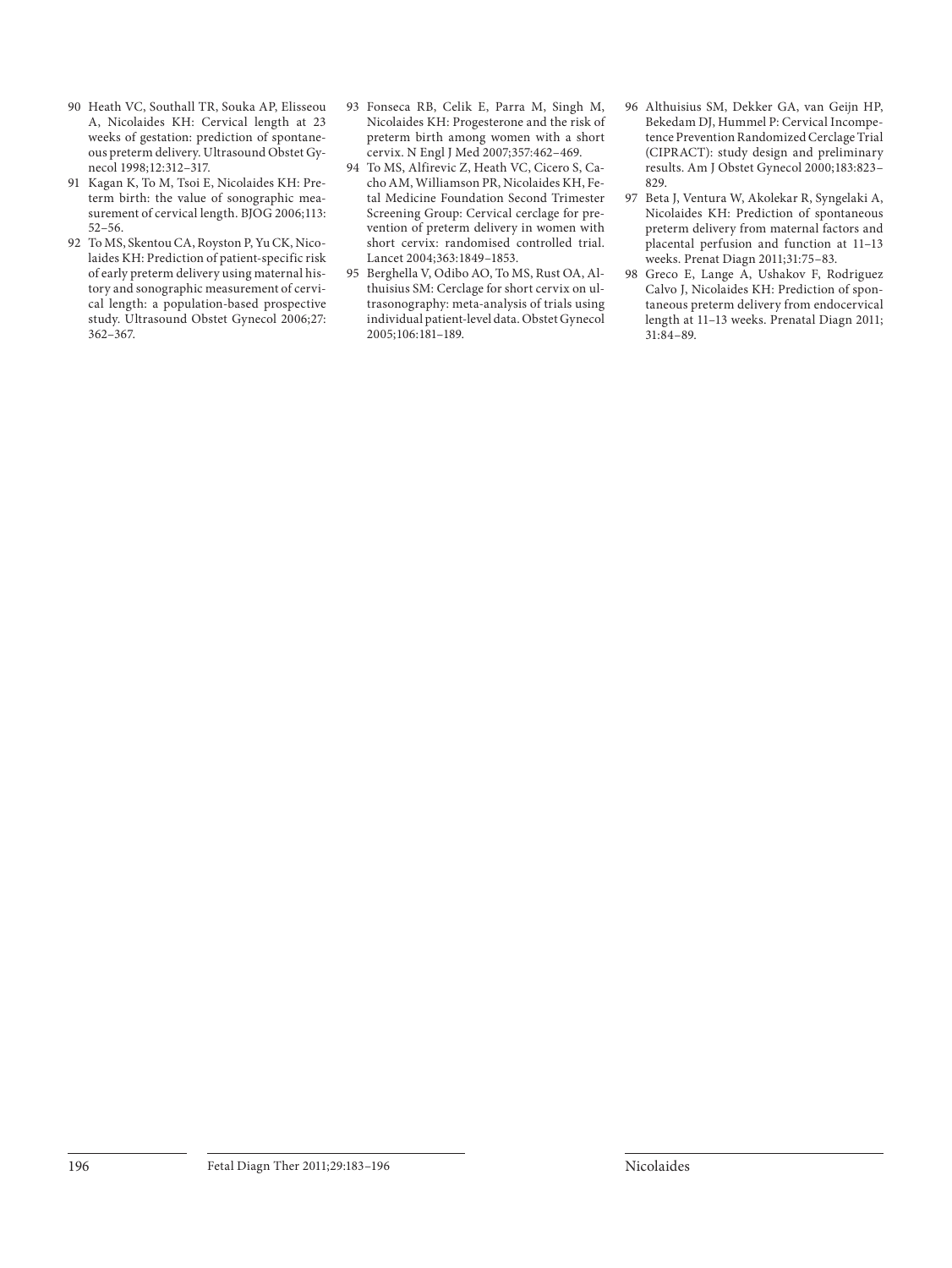90 Heath VC, Southall TR, Souka AP, Elisseou A, Nicolaides KH: Cervical length at 23 weeks of gestation: prediction of spontaneous preterm delivery. Ultrasound Obstet Gynecol 1998;12:312–317.

91 Kagan K, To M, Tsoi E, Nicolaides KH: Preterm birth: the value of sonographic measurement of cervical length. BJOG 2006;113:52–56.

92 To MS, Skentou CA, Royston P, Yu CK, Nicolaides KH: Prediction of patient-specific risk of early preterm delivery using maternal history and sonographic measurement of cervical length: a population-based prospective study. Ultrasound Obstet Gynecol 2006;27:362–367.

93 Fonseca RB, Celik E, Parra M, Singh M, Nicolaides KH: Progesterone and the risk of preterm birth among women with a short cervix. N Engl J Med 2007;357:462–469.

94 To MS, Alfirevic Z, Heath VC, Cicero S, Cacho AM, Williamson PR, Nicolaides KH, Fetal Medicine Foundation Second Trimester Screening Group: Cervical cerclage for prevention of preterm delivery in women with short cervix: randomised controlled trial. Lancet 2004;363:1849–1853.

95 Berghella V, Odibo AO, To MS, Rust OA, Althuisius SM: Cerclage for short cervix on ultrasonography: meta-analysis of trials using individual patient-level data. Obstet Gynecol 2005;106:181–189.

96 Althuisius SM, Dekker GA, van Geijn HP, Bekedam DJ, Hummel P: Cervical Incompetence Prevention Randomized Cerclage Trial (CIPRACT): study design and preliminary results. Am J Obstet Gynecol 2000;183:823–829.

97 Beta J, Ventura W, Akolekar R, Syngelaki A, Nicolaides KH: Prediction of spontaneous preterm delivery from maternal factors and placental perfusion and function at 11–13 weeks. Prenat Diagn 2011;31:75–83.

98 Greco E, Lange A, Ushakov F, Rodriguez Calvo J, Nicolaides KH: Prediction of spontaneous preterm delivery from endocervical length at 11–13 weeks. Prenatal Diagn 2011;31:84–89.